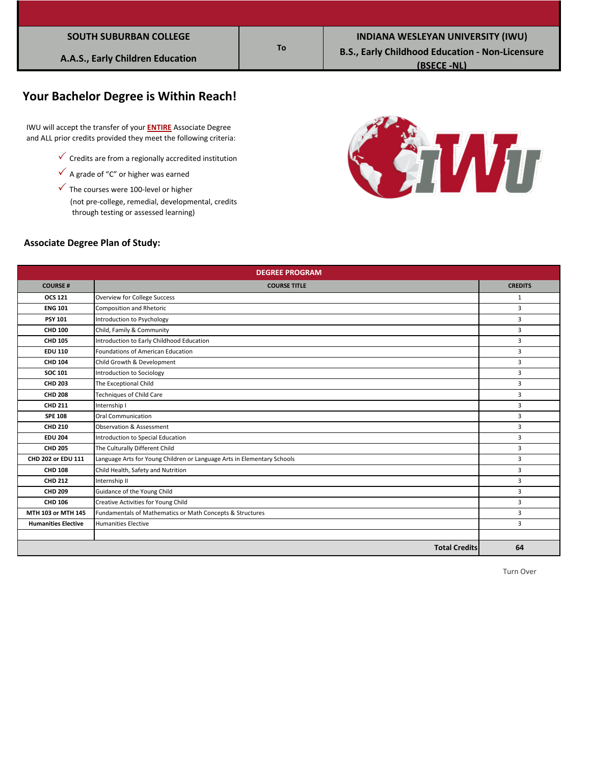| SOUTH SUBURBAN COLLEGE<br>A.A.S., Early Children Education | To | INDIANA WESLEYAN UNIVERSITY (IWU)<br>B.S., Early Childhood Education - Non-Licensure (BSECE -NL) |
|---|---|---|

## Your Bachelor Degree is Within Reach!

IWU will accept the transfer of your **ENTIRE** Associate Degree and ALL prior credits provided they meet the following criteria:

- ✓ Credits are from a regionally accredited institution
- ✓ A grade of "C" or higher was earned
- ✓ The courses were 100-level or higher (not pre-college, remedial, developmental, credits through testing or assessed learning)

### Associate Degree Plan of Study:

| DEGREE PROGRAM | | |
|---|---|---|
| **COURSE #** | **COURSE TITLE** | **CREDITS** |
| **OCS 121** | Overview for College Success | 1 |
| **ENG 101** | Composition and Rhetoric | 3 |
| **PSY 101** | Introduction to Psychology | 3 |
| **CHD 100** | Child, Family & Community | 3 |
| **CHD 105** | Introduction to Early Childhood Education | 3 |
| **EDU 110** | Foundations of American Education | 3 |
| **CHD 104** | Child Growth & Development | 3 |
| **SOC 101** | Introduction to Sociology | 3 |
| **CHD 203** | The Exceptional Child | 3 |
| **CHD 208** | Techniques of Child Care | 3 |
| **CHD 211** | Internship I | 3 |
| **SPE 108** | Oral Communication | 3 |
| **CHD 210** | Observation & Assessment | 3 |
| **EDU 204** | Introduction to Special Education | 3 |
| **CHD 205** | The Culturally Different Child | 3 |
| **CHD 202 or EDU 111** | Language Arts for Young Children or Language Arts in Elementary Schools | 3 |
| **CHD 108** | Child Health, Safety and Nutrition | 3 |
| **CHD 212** | Internship II | 3 |
| **CHD 209** | Guidance of the Young Child | 3 |
| **CHD 106** | Creative Activities for Young Child | 3 |
| **MTH 103 or MTH 145** | Fundamentals of Mathematics or Math Concepts & Structures | 3 |
| **Humanities Elective** | Humanities Elective | 3 |
| | | |
| | **Total Credits** | **64** |

Turn Over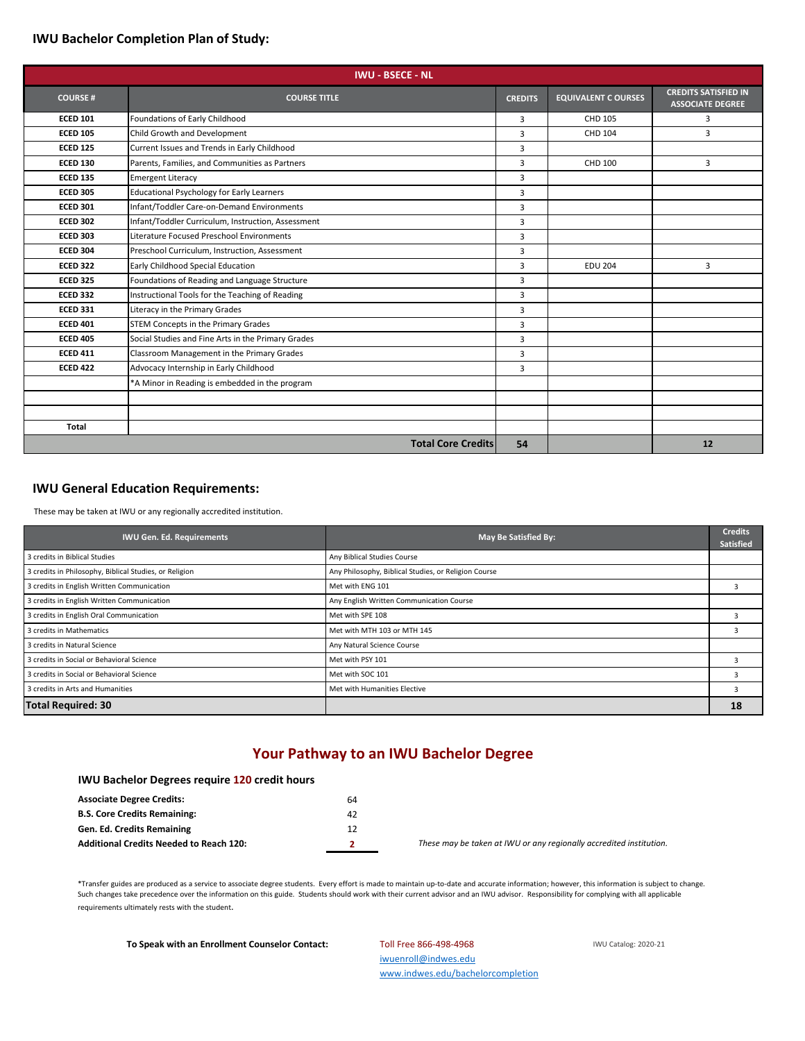## IWU Bachelor Completion Plan of Study:

| IWU - BSECE - NL | | | | |
|---|---|---|---|---|
| **COURSE #** | **COURSE TITLE** | **CREDITS** | **EQUIVALENT C OURSES** | **CREDITS SATISFIED IN ASSOCIATE DEGREE** |
| **ECED 101** | Foundations of Early Childhood | 3 | CHD 105 | 3 |
| **ECED 105** | Child Growth and Development | 3 | CHD 104 | 3 |
| **ECED 125** | Current Issues and Trends in Early Childhood | 3 | | |
| **ECED 130** | Parents, Families, and Communities as Partners | 3 | CHD 100 | 3 |
| **ECED 135** | Emergent Literacy | 3 | | |
| **ECED 305** | Educational Psychology for Early Learners | 3 | | |
| **ECED 301** | Infant/Toddler Care-on-Demand Environments | 3 | | |
| **ECED 302** | Infant/Toddler Curriculum, Instruction, Assessment | 3 | | |
| **ECED 303** | Literature Focused Preschool Environments | 3 | | |
| **ECED 304** | Preschool Curriculum, Instruction, Assessment | 3 | | |
| **ECED 322** | Early Childhood Special Education | 3 | EDU 204 | 3 |
| **ECED 325** | Foundations of Reading and Language Structure | 3 | | |
| **ECED 332** | Instructional Tools for the Teaching of Reading | 3 | | |
| **ECED 331** | Literacy in the Primary Grades | 3 | | |
| **ECED 401** | STEM Concepts in the Primary Grades | 3 | | |
| **ECED 405** | Social Studies and Fine Arts in the Primary Grades | 3 | | |
| **ECED 411** | Classroom Management in the Primary Grades | 3 | | |
| **ECED 422** | Advocacy Internship in Early Childhood | 3 | | |
| | *A Minor in Reading is embedded in the program | | | |
| | | | | |
| | | | | |
| **Total** | | | | |
| | **Total Core Credits** | **54** | | **12** |

## IWU General Education Requirements:

These may be taken at IWU or any regionally accredited institution.

| IWU Gen. Ed. Requirements | May Be Satisfied By: | Credits Satisfied |
|---|---|---|
| 3 credits in Biblical Studies | Any Biblical Studies Course | |
| 3 credits in Philosophy, Biblical Studies, or Religion | Any Philosophy, Biblical Studies, or Religion Course | |
| 3 credits in English Written Communication | Met with ENG 101 | 3 |
| 3 credits in English Written Communication | Any English Written Communication Course | |
| 3 credits in English Oral Communication | Met with SPE 108 | 3 |
| 3 credits in Mathematics | Met with MTH 103 or MTH 145 | 3 |
| 3 credits in Natural Science | Any Natural Science Course | |
| 3 credits in Social or Behavioral Science | Met with PSY 101 | 3 |
| 3 credits in Social or Behavioral Science | Met with SOC 101 | 3 |
| 3 credits in Arts and Humanities | Met with Humanities Elective | 3 |
| **Total Required: 30** | | **18** |

## Your Pathway to an IWU Bachelor Degree

**IWU Bachelor Degrees require 120 credit hours**

| | | |
|---|---|---|
| **Associate Degree Credits:** | 64 | |
| **B.S. Core Credits Remaining:** | 42 | |
| **Gen. Ed. Credits Remaining** | 12 | |
| **Additional Credits Needed to Reach 120:** | **2** | *These may be taken at IWU or any regionally accredited institution.* |

*Transfer guides are produced as a service to associate degree students. Every effort is made to maintain up-to-date and accurate information; however, this information is subject to change. Such changes take precedence over the information on this guide. Students should work with their current advisor and an IWU advisor. Responsibility for complying with all applicable requirements ultimately rests with the student.

**To Speak with an Enrollment Counselor Contact:** Toll Free 866-498-4968
iwuenroll@indwes.edu
www.indwes.edu/bachelorcompletion

IWU Catalog: 2020-21